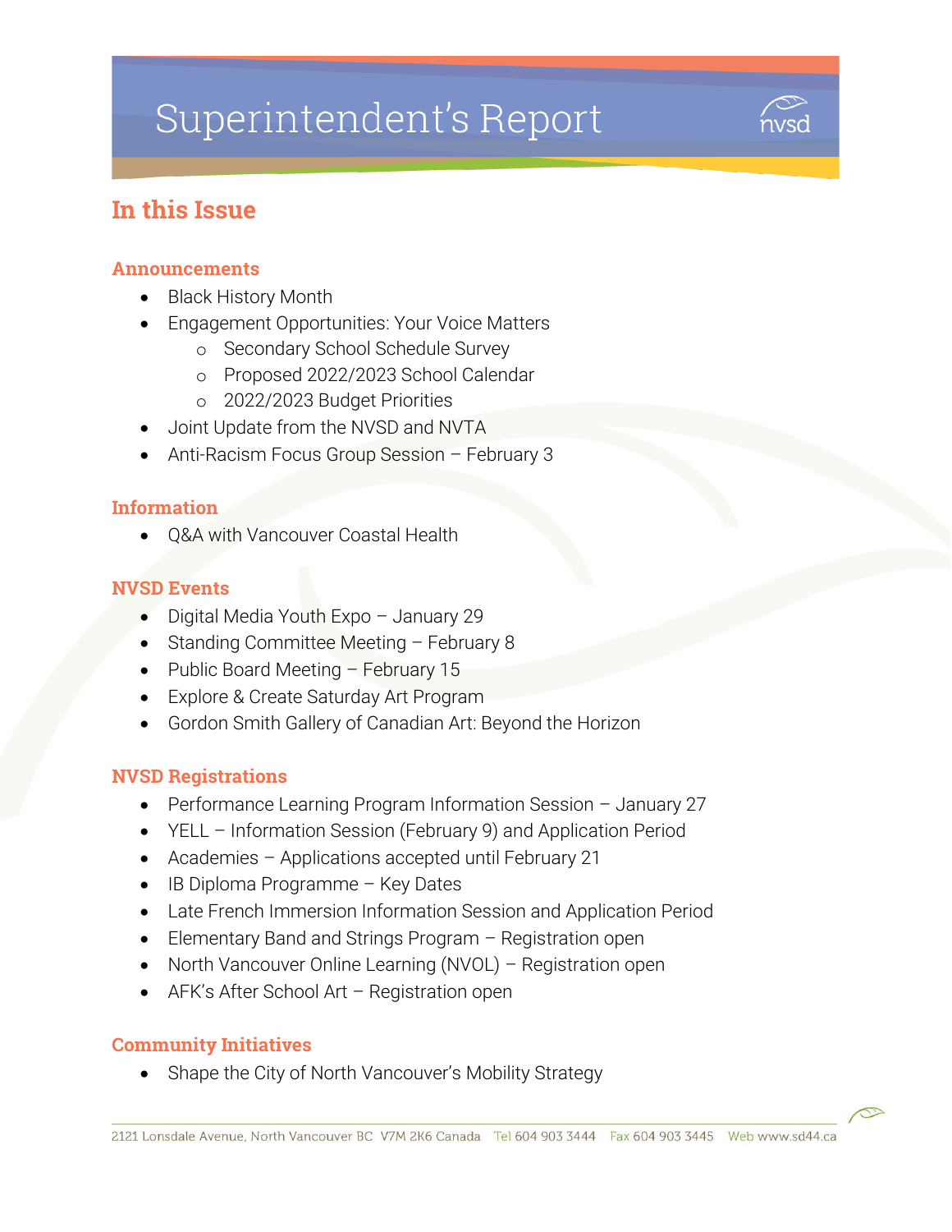# Superintendent's Report

## In this Issue

### Announcements

- Black History Month
- Engagement Opportunities: Your Voice Matters
  - Secondary School Schedule Survey
  - Proposed 2022/2023 School Calendar
  - 2022/2023 Budget Priorities
- Joint Update from the NVSD and NVTA
- Anti-Racism Focus Group Session – February 3

### Information

- Q&A with Vancouver Coastal Health

### NVSD Events

- Digital Media Youth Expo – January 29
- Standing Committee Meeting – February 8
- Public Board Meeting – February 15
- Explore & Create Saturday Art Program
- Gordon Smith Gallery of Canadian Art: Beyond the Horizon

### NVSD Registrations

- Performance Learning Program Information Session – January 27
- YELL – Information Session (February 9) and Application Period
- Academies – Applications accepted until February 21
- IB Diploma Programme – Key Dates
- Late French Immersion Information Session and Application Period
- Elementary Band and Strings Program – Registration open
- North Vancouver Online Learning (NVOL) – Registration open
- AFK's After School Art – Registration open

### Community Initiatives

- Shape the City of North Vancouver's Mobility Strategy

2121 Lonsdale Avenue, North Vancouver BC V7M 2K6 Canada Tel 604 903 3444 Fax 604 903 3445 Web www.sd44.ca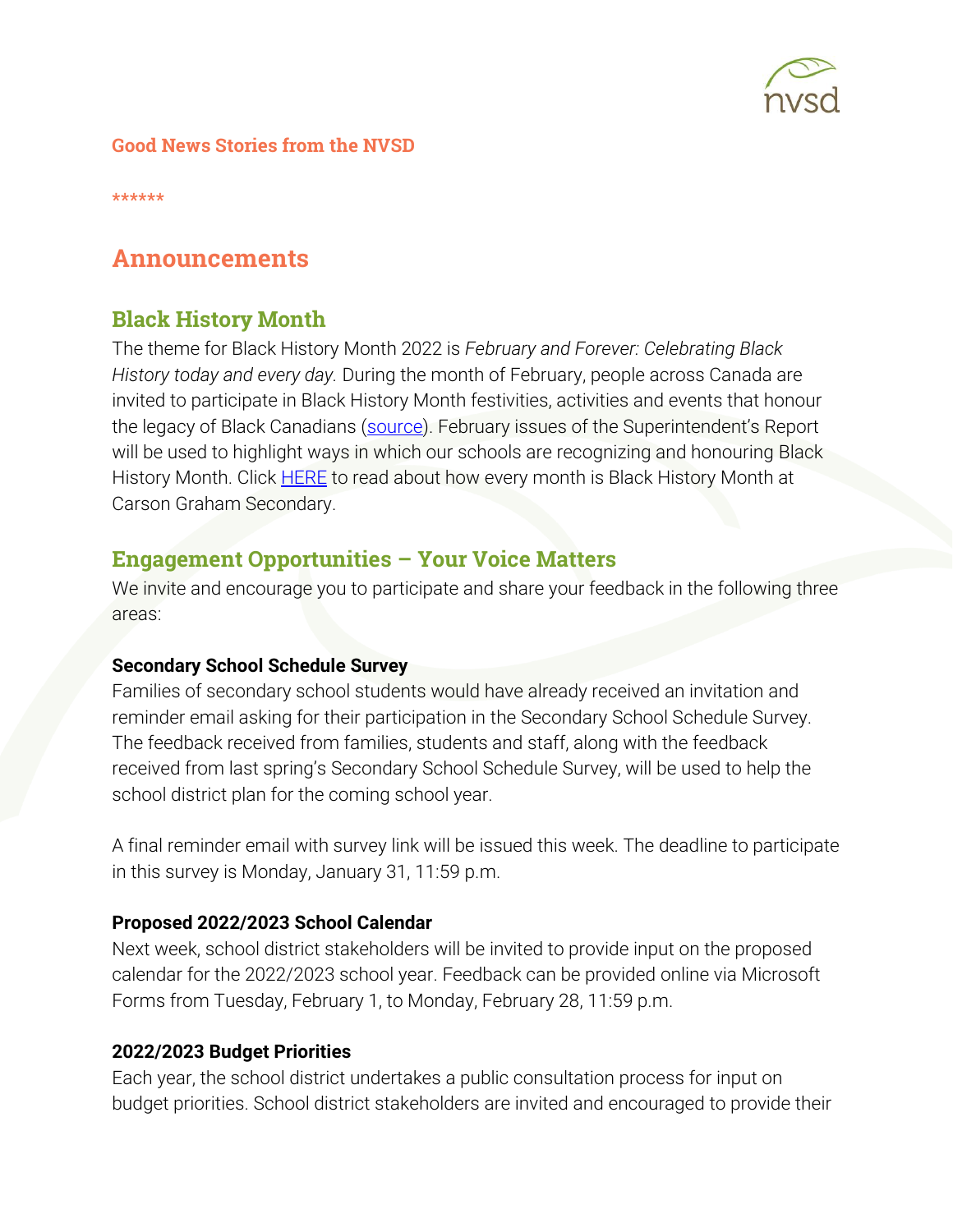Good News Stories from the NVSD

******

# Announcements

## Black History Month

The theme for Black History Month 2022 is *February and Forever: Celebrating Black History today and every day.* During the month of February, people across Canada are invited to participate in Black History Month festivities, activities and events that honour the legacy of Black Canadians (source). February issues of the Superintendent's Report will be used to highlight ways in which our schools are recognizing and honouring Black History Month. Click HERE to read about how every month is Black History Month at Carson Graham Secondary.

## Engagement Opportunities – Your Voice Matters

We invite and encourage you to participate and share your feedback in the following three areas:

**Secondary School Schedule Survey**

Families of secondary school students would have already received an invitation and reminder email asking for their participation in the Secondary School Schedule Survey. The feedback received from families, students and staff, along with the feedback received from last spring's Secondary School Schedule Survey, will be used to help the school district plan for the coming school year.

A final reminder email with survey link will be issued this week. The deadline to participate in this survey is Monday, January 31, 11:59 p.m.

**Proposed 2022/2023 School Calendar**

Next week, school district stakeholders will be invited to provide input on the proposed calendar for the 2022/2023 school year. Feedback can be provided online via Microsoft Forms from Tuesday, February 1, to Monday, February 28, 11:59 p.m.

**2022/2023 Budget Priorities**

Each year, the school district undertakes a public consultation process for input on budget priorities. School district stakeholders are invited and encouraged to provide their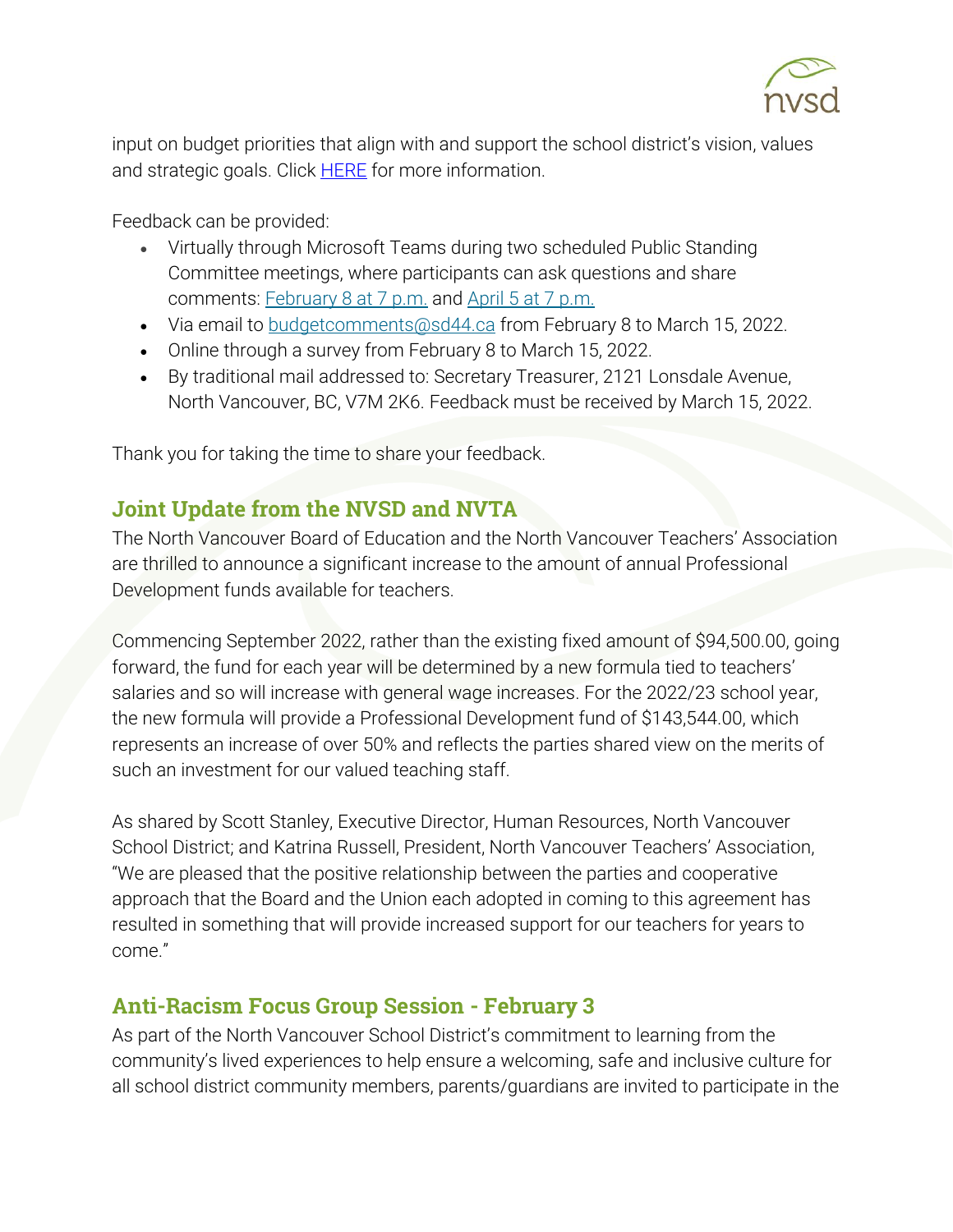input on budget priorities that align with and support the school district's vision, values and strategic goals. Click HERE for more information.

Feedback can be provided:

- Virtually through Microsoft Teams during two scheduled Public Standing Committee meetings, where participants can ask questions and share comments: February 8 at 7 p.m. and April 5 at 7 p.m.
- Via email to budgetcomments@sd44.ca from February 8 to March 15, 2022.
- Online through a survey from February 8 to March 15, 2022.
- By traditional mail addressed to: Secretary Treasurer, 2121 Lonsdale Avenue, North Vancouver, BC, V7M 2K6. Feedback must be received by March 15, 2022.

Thank you for taking the time to share your feedback.

## Joint Update from the NVSD and NVTA

The North Vancouver Board of Education and the North Vancouver Teachers' Association are thrilled to announce a significant increase to the amount of annual Professional Development funds available for teachers.

Commencing September 2022, rather than the existing fixed amount of $94,500.00, going forward, the fund for each year will be determined by a new formula tied to teachers' salaries and so will increase with general wage increases. For the 2022/23 school year, the new formula will provide a Professional Development fund of $143,544.00, which represents an increase of over 50% and reflects the parties shared view on the merits of such an investment for our valued teaching staff.

As shared by Scott Stanley, Executive Director, Human Resources, North Vancouver School District; and Katrina Russell, President, North Vancouver Teachers' Association, "We are pleased that the positive relationship between the parties and cooperative approach that the Board and the Union each adopted in coming to this agreement has resulted in something that will provide increased support for our teachers for years to come."

## Anti-Racism Focus Group Session - February 3

As part of the North Vancouver School District's commitment to learning from the community's lived experiences to help ensure a welcoming, safe and inclusive culture for all school district community members, parents/guardians are invited to participate in the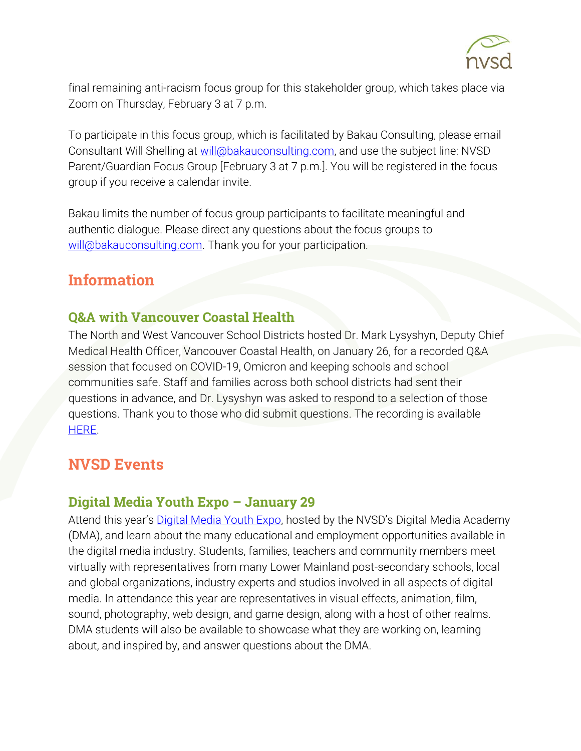final remaining anti-racism focus group for this stakeholder group, which takes place via Zoom on Thursday, February 3 at 7 p.m.

To participate in this focus group, which is facilitated by Bakau Consulting, please email Consultant Will Shelling at will@bakauconsulting.com, and use the subject line: NVSD Parent/Guardian Focus Group [February 3 at 7 p.m.]. You will be registered in the focus group if you receive a calendar invite.

Bakau limits the number of focus group participants to facilitate meaningful and authentic dialogue. Please direct any questions about the focus groups to will@bakauconsulting.com. Thank you for your participation.

## Information

### Q&A with Vancouver Coastal Health

The North and West Vancouver School Districts hosted Dr. Mark Lysyshyn, Deputy Chief Medical Health Officer, Vancouver Coastal Health, on January 26, for a recorded Q&A session that focused on COVID-19, Omicron and keeping schools and school communities safe. Staff and families across both school districts had sent their questions in advance, and Dr. Lysyshyn was asked to respond to a selection of those questions. Thank you to those who did submit questions. The recording is available HERE.

## NVSD Events

### Digital Media Youth Expo – January 29

Attend this year's Digital Media Youth Expo, hosted by the NVSD's Digital Media Academy (DMA), and learn about the many educational and employment opportunities available in the digital media industry. Students, families, teachers and community members meet virtually with representatives from many Lower Mainland post-secondary schools, local and global organizations, industry experts and studios involved in all aspects of digital media. In attendance this year are representatives in visual effects, animation, film, sound, photography, web design, and game design, along with a host of other realms. DMA students will also be available to showcase what they are working on, learning about, and inspired by, and answer questions about the DMA.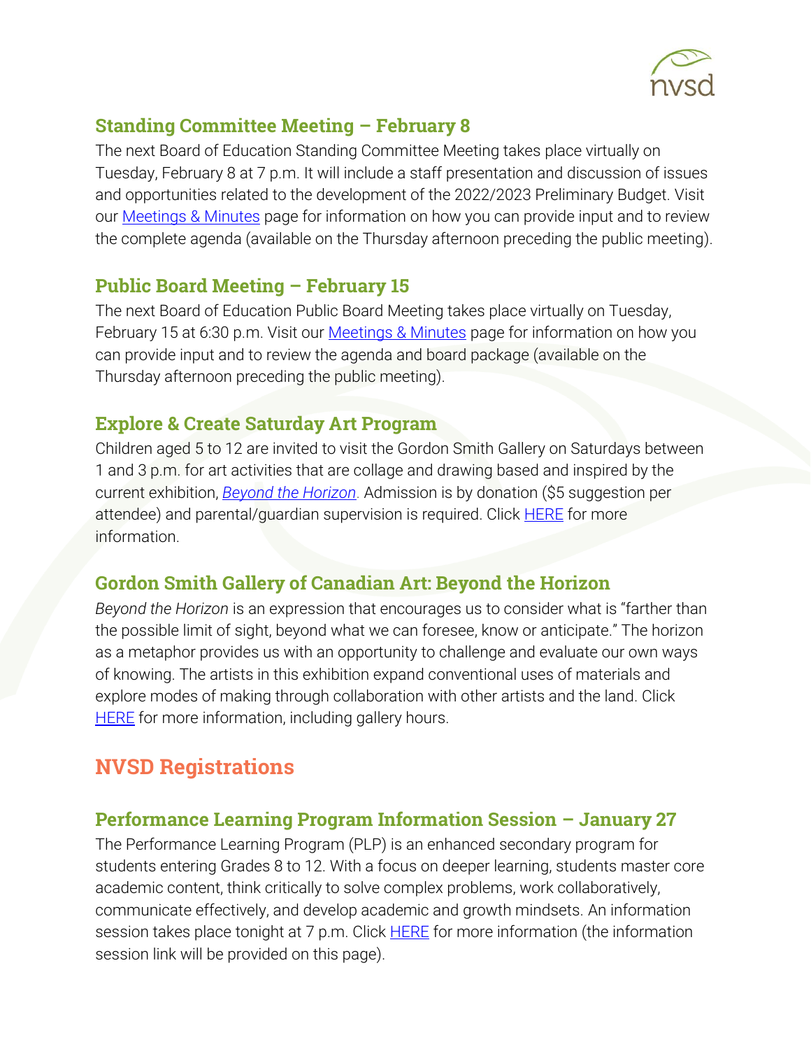### Standing Committee Meeting – February 8

The next Board of Education Standing Committee Meeting takes place virtually on Tuesday, February 8 at 7 p.m. It will include a staff presentation and discussion of issues and opportunities related to the development of the 2022/2023 Preliminary Budget. Visit our [Meetings & Minutes]() page for information on how you can provide input and to review the complete agenda (available on the Thursday afternoon preceding the public meeting).

### Public Board Meeting – February 15

The next Board of Education Public Board Meeting takes place virtually on Tuesday, February 15 at 6:30 p.m. Visit our [Meetings & Minutes]() page for information on how you can provide input and to review the agenda and board package (available on the Thursday afternoon preceding the public meeting).

### Explore & Create Saturday Art Program

Children aged 5 to 12 are invited to visit the Gordon Smith Gallery on Saturdays between 1 and 3 p.m. for art activities that are collage and drawing based and inspired by the current exhibition, [*Beyond the Horizon*](). Admission is by donation ($5 suggestion per attendee) and parental/guardian supervision is required. Click [HERE]() for more information.

### Gordon Smith Gallery of Canadian Art: Beyond the Horizon

*Beyond the Horizon* is an expression that encourages us to consider what is "farther than the possible limit of sight, beyond what we can foresee, know or anticipate." The horizon as a metaphor provides us with an opportunity to challenge and evaluate our own ways of knowing. The artists in this exhibition expand conventional uses of materials and explore modes of making through collaboration with other artists and the land. Click [HERE]() for more information, including gallery hours.

## NVSD Registrations

### Performance Learning Program Information Session – January 27

The Performance Learning Program (PLP) is an enhanced secondary program for students entering Grades 8 to 12. With a focus on deeper learning, students master core academic content, think critically to solve complex problems, work collaboratively, communicate effectively, and develop academic and growth mindsets. An information session takes place tonight at 7 p.m. Click [HERE]() for more information (the information session link will be provided on this page).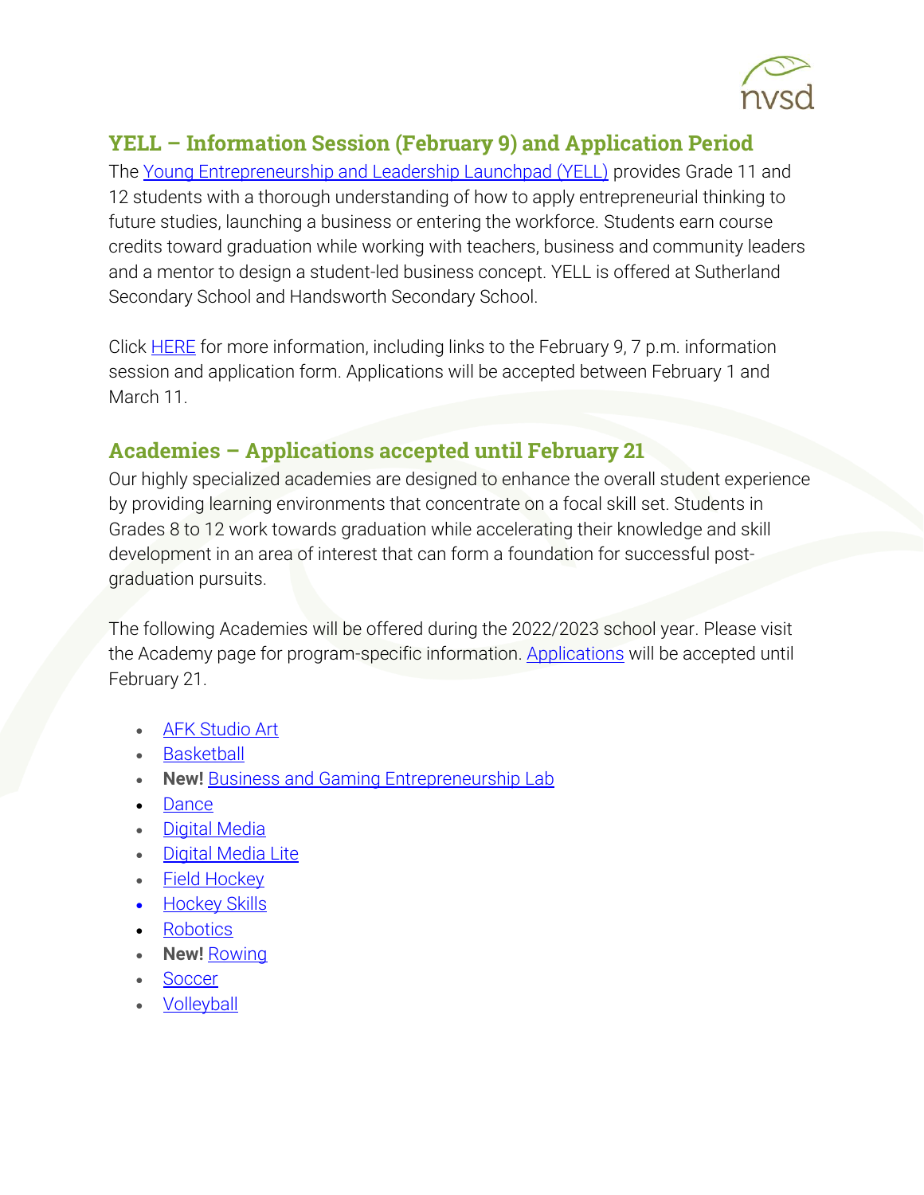## YELL – Information Session (February 9) and Application Period

The Young Entrepreneurship and Leadership Launchpad (YELL) provides Grade 11 and 12 students with a thorough understanding of how to apply entrepreneurial thinking to future studies, launching a business or entering the workforce. Students earn course credits toward graduation while working with teachers, business and community leaders and a mentor to design a student-led business concept. YELL is offered at Sutherland Secondary School and Handsworth Secondary School.

Click HERE for more information, including links to the February 9, 7 p.m. information session and application form. Applications will be accepted between February 1 and March 11.

## Academies – Applications accepted until February 21

Our highly specialized academies are designed to enhance the overall student experience by providing learning environments that concentrate on a focal skill set. Students in Grades 8 to 12 work towards graduation while accelerating their knowledge and skill development in an area of interest that can form a foundation for successful post-graduation pursuits.

The following Academies will be offered during the 2022/2023 school year. Please visit the Academy page for program-specific information. Applications will be accepted until February 21.

- AFK Studio Art
- Basketball
- **New!** Business and Gaming Entrepreneurship Lab
- Dance
- Digital Media
- Digital Media Lite
- Field Hockey
- Hockey Skills
- Robotics
- **New!** Rowing
- Soccer
- Volleyball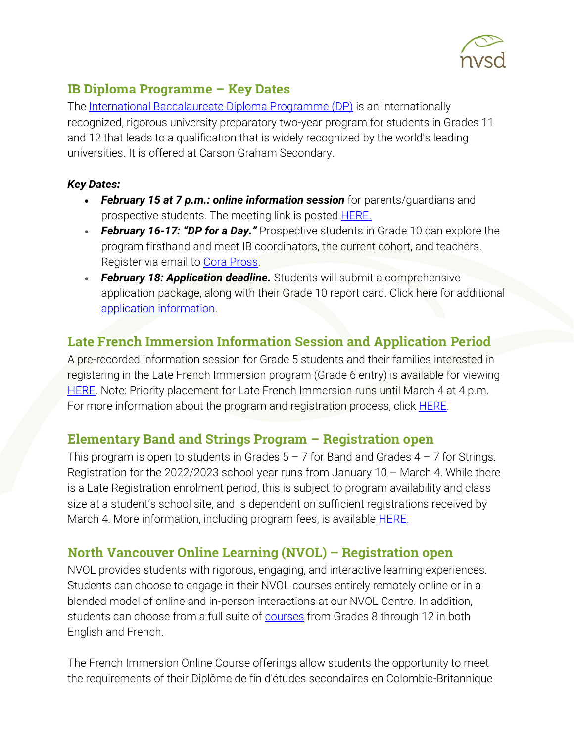## IB Diploma Programme – Key Dates

The International Baccalaureate Diploma Programme (DP) is an internationally recognized, rigorous university preparatory two-year program for students in Grades 11 and 12 that leads to a qualification that is widely recognized by the world's leading universities. It is offered at Carson Graham Secondary.

***Key Dates:***

- ***February 15 at 7 p.m.: online information session*** for parents/guardians and prospective students. The meeting link is posted HERE.
- ***February 16-17: "DP for a Day."*** Prospective students in Grade 10 can explore the program firsthand and meet IB coordinators, the current cohort, and teachers. Register via email to Cora Pross.
- ***February 18: Application deadline.*** Students will submit a comprehensive application package, along with their Grade 10 report card. Click here for additional application information.

## Late French Immersion Information Session and Application Period

A pre-recorded information session for Grade 5 students and their families interested in registering in the Late French Immersion program (Grade 6 entry) is available for viewing HERE. Note: Priority placement for Late French Immersion runs until March 4 at 4 p.m. For more information about the program and registration process, click HERE.

## Elementary Band and Strings Program – Registration open

This program is open to students in Grades 5 – 7 for Band and Grades 4 – 7 for Strings. Registration for the 2022/2023 school year runs from January 10 – March 4. While there is a Late Registration enrolment period, this is subject to program availability and class size at a student's school site, and is dependent on sufficient registrations received by March 4. More information, including program fees, is available HERE.

## North Vancouver Online Learning (NVOL) – Registration open

NVOL provides students with rigorous, engaging, and interactive learning experiences. Students can choose to engage in their NVOL courses entirely remotely online or in a blended model of online and in-person interactions at our NVOL Centre. In addition, students can choose from a full suite of courses from Grades 8 through 12 in both English and French.

The French Immersion Online Course offerings allow students the opportunity to meet the requirements of their Diplôme de fin d'études secondaires en Colombie-Britannique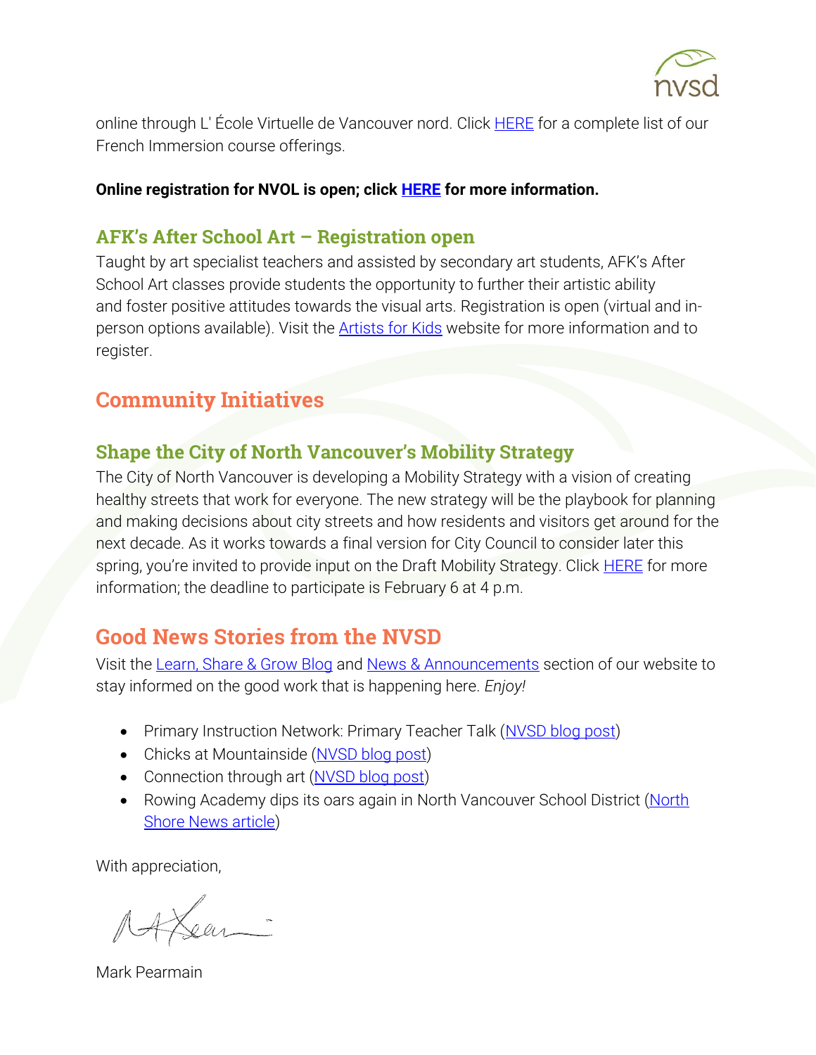online through L' École Virtuelle de Vancouver nord. Click HERE for a complete list of our French Immersion course offerings.

**Online registration for NVOL is open; click HERE for more information.**

### AFK's After School Art – Registration open

Taught by art specialist teachers and assisted by secondary art students, AFK's After School Art classes provide students the opportunity to further their artistic ability and foster positive attitudes towards the visual arts. Registration is open (virtual and in-person options available). Visit the Artists for Kids website for more information and to register.

## Community Initiatives

### Shape the City of North Vancouver's Mobility Strategy

The City of North Vancouver is developing a Mobility Strategy with a vision of creating healthy streets that work for everyone. The new strategy will be the playbook for planning and making decisions about city streets and how residents and visitors get around for the next decade. As it works towards a final version for City Council to consider later this spring, you're invited to provide input on the Draft Mobility Strategy. Click HERE for more information; the deadline to participate is February 6 at 4 p.m.

## Good News Stories from the NVSD

Visit the Learn, Share & Grow Blog and News & Announcements section of our website to stay informed on the good work that is happening here. *Enjoy!*

- Primary Instruction Network: Primary Teacher Talk (NVSD blog post)
- Chicks at Mountainside (NVSD blog post)
- Connection through art (NVSD blog post)
- Rowing Academy dips its oars again in North Vancouver School District (North Shore News article)

With appreciation,

Mark Pearmain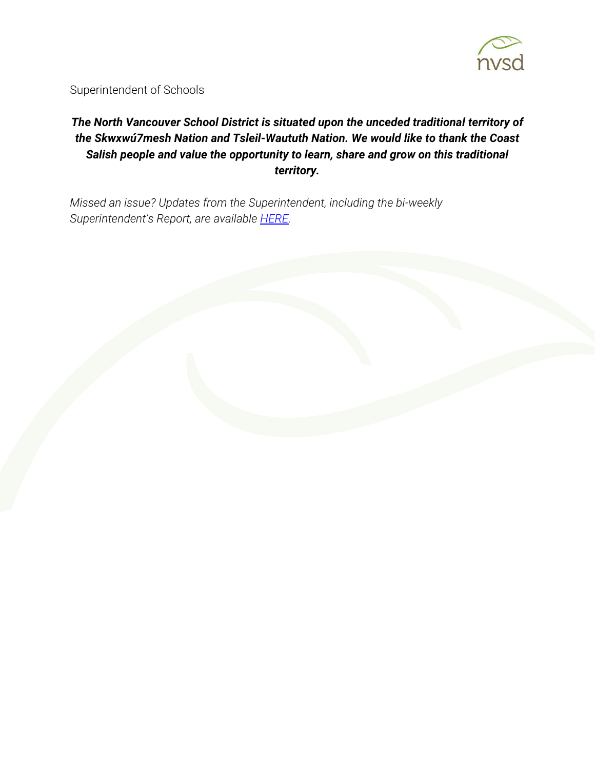Superintendent of Schools

***The North Vancouver School District is situated upon the unceded traditional territory of the Skwxwú7mesh Nation and Tsleil-Waututh Nation. We would like to thank the Coast Salish people and value the opportunity to learn, share and grow on this traditional territory.***

*Missed an issue? Updates from the Superintendent, including the bi-weekly Superintendent's Report, are available HERE.*